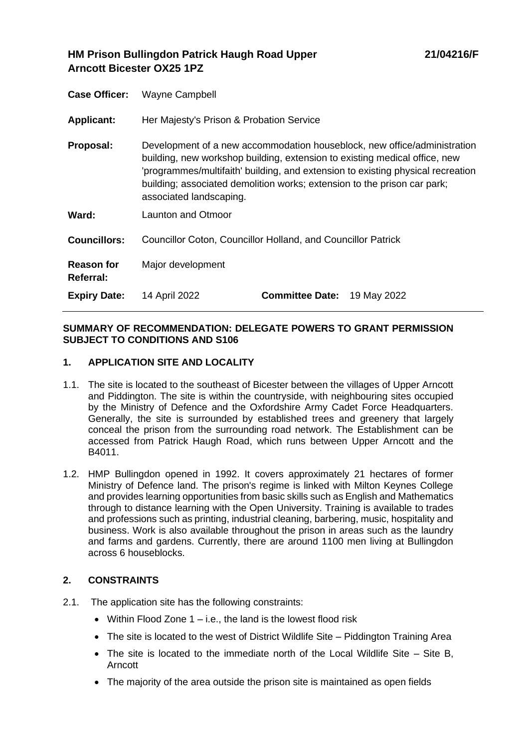**HM Prison Bullingdon Patrick Haugh Road Upper Arncott Bicester OX25 1PZ** **21/04216/F**

| | |
|---|---|
| **Case Officer:** | Wayne Campbell |
| **Applicant:** | Her Majesty's Prison & Probation Service |
| **Proposal:** | Development of a new accommodation houseblock, new office/administration building, new workshop building, extension to existing medical office, new 'programmes/multifaith' building, and extension to existing physical recreation building; associated demolition works; extension to the prison car park; associated landscaping. |
| **Ward:** | Launton and Otmoor |
| **Councillors:** | Councillor Coton, Councillor Holland, and Councillor Patrick |
| **Reason for Referral:** | Major development |
| **Expiry Date:** | 14 April 2022 **Committee Date:** 19 May 2022 |

**SUMMARY OF RECOMMENDATION: DELEGATE POWERS TO GRANT PERMISSION SUBJECT TO CONDITIONS AND S106**

## 1. APPLICATION SITE AND LOCALITY

1.1. The site is located to the southeast of Bicester between the villages of Upper Arncott and Piddington. The site is within the countryside, with neighbouring sites occupied by the Ministry of Defence and the Oxfordshire Army Cadet Force Headquarters. Generally, the site is surrounded by established trees and greenery that largely conceal the prison from the surrounding road network. The Establishment can be accessed from Patrick Haugh Road, which runs between Upper Arncott and the B4011.

1.2. HMP Bullingdon opened in 1992. It covers approximately 21 hectares of former Ministry of Defence land. The prison's regime is linked with Milton Keynes College and provides learning opportunities from basic skills such as English and Mathematics through to distance learning with the Open University. Training is available to trades and professions such as printing, industrial cleaning, barbering, music, hospitality and business. Work is also available throughout the prison in areas such as the laundry and farms and gardens. Currently, there are around 1100 men living at Bullingdon across 6 houseblocks.

## 2. CONSTRAINTS

2.1. The application site has the following constraints:

- Within Flood Zone 1 – i.e., the land is the lowest flood risk
- The site is located to the west of District Wildlife Site – Piddington Training Area
- The site is located to the immediate north of the Local Wildlife Site – Site B, Arncott
- The majority of the area outside the prison site is maintained as open fields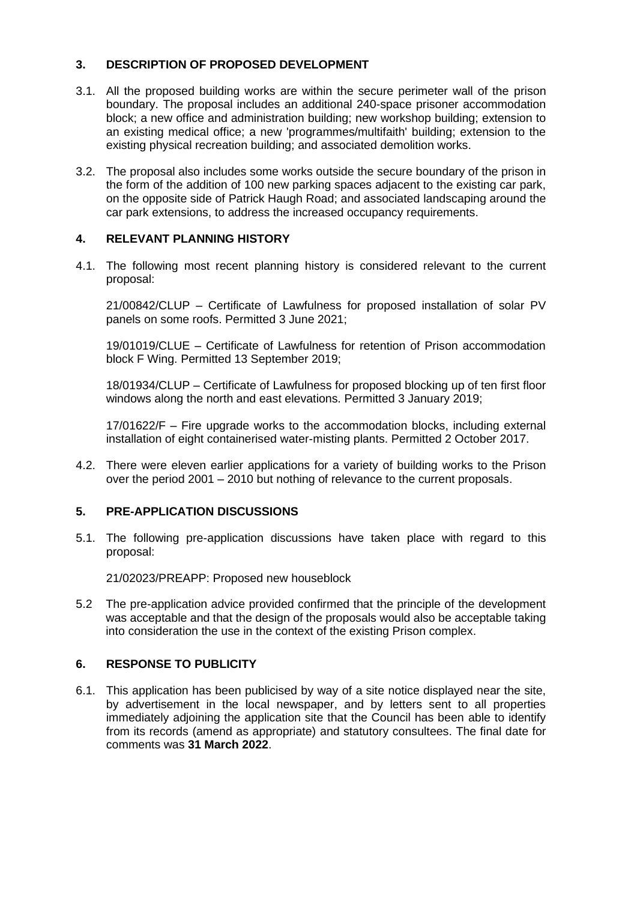## 3. DESCRIPTION OF PROPOSED DEVELOPMENT

3.1. All the proposed building works are within the secure perimeter wall of the prison boundary. The proposal includes an additional 240-space prisoner accommodation block; a new office and administration building; new workshop building; extension to an existing medical office; a new 'programmes/multifaith' building; extension to the existing physical recreation building; and associated demolition works.

3.2. The proposal also includes some works outside the secure boundary of the prison in the form of the addition of 100 new parking spaces adjacent to the existing car park, on the opposite side of Patrick Haugh Road; and associated landscaping around the car park extensions, to address the increased occupancy requirements.

## 4. RELEVANT PLANNING HISTORY

4.1. The following most recent planning history is considered relevant to the current proposal:

21/00842/CLUP – Certificate of Lawfulness for proposed installation of solar PV panels on some roofs. Permitted 3 June 2021;

19/01019/CLUE – Certificate of Lawfulness for retention of Prison accommodation block F Wing. Permitted 13 September 2019;

18/01934/CLUP – Certificate of Lawfulness for proposed blocking up of ten first floor windows along the north and east elevations. Permitted 3 January 2019;

17/01622/F – Fire upgrade works to the accommodation blocks, including external installation of eight containerised water-misting plants. Permitted 2 October 2017.

4.2. There were eleven earlier applications for a variety of building works to the Prison over the period 2001 – 2010 but nothing of relevance to the current proposals.

## 5. PRE-APPLICATION DISCUSSIONS

5.1. The following pre-application discussions have taken place with regard to this proposal:

21/02023/PREAPP: Proposed new houseblock

5.2 The pre-application advice provided confirmed that the principle of the development was acceptable and that the design of the proposals would also be acceptable taking into consideration the use in the context of the existing Prison complex.

## 6. RESPONSE TO PUBLICITY

6.1. This application has been publicised by way of a site notice displayed near the site, by advertisement in the local newspaper, and by letters sent to all properties immediately adjoining the application site that the Council has been able to identify from its records (amend as appropriate) and statutory consultees. The final date for comments was **31 March 2022**.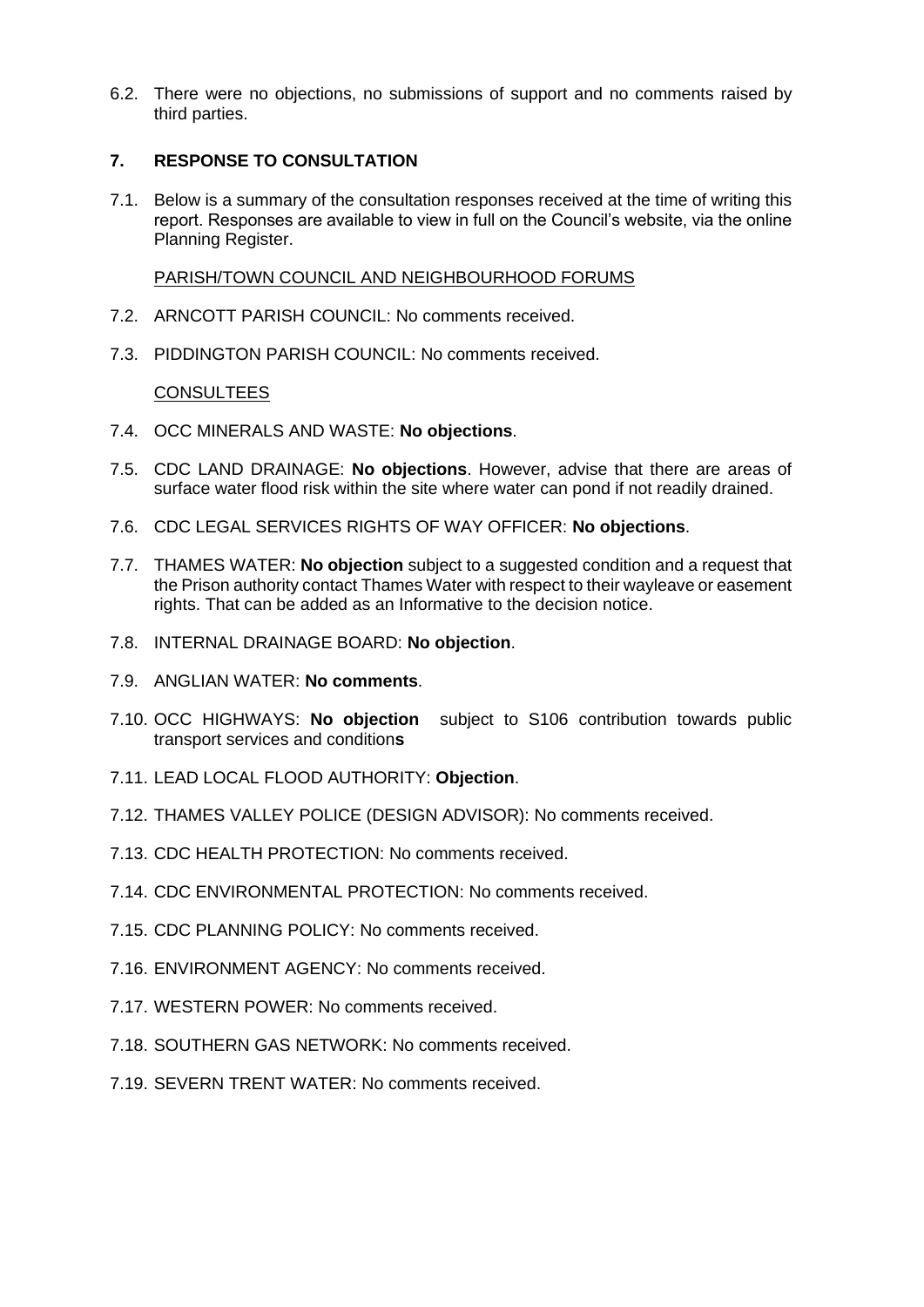6.2. There were no objections, no submissions of support and no comments raised by third parties.

## 7. RESPONSE TO CONSULTATION

7.1. Below is a summary of the consultation responses received at the time of writing this report. Responses are available to view in full on the Council's website, via the online Planning Register.

PARISH/TOWN COUNCIL AND NEIGHBOURHOOD FORUMS

7.2. ARNCOTT PARISH COUNCIL: No comments received.

7.3. PIDDINGTON PARISH COUNCIL: No comments received.

CONSULTEES

7.4. OCC MINERALS AND WASTE: **No objections**.

7.5. CDC LAND DRAINAGE: **No objections**. However, advise that there are areas of surface water flood risk within the site where water can pond if not readily drained.

7.6. CDC LEGAL SERVICES RIGHTS OF WAY OFFICER: **No objections**.

7.7. THAMES WATER: **No objection** subject to a suggested condition and a request that the Prison authority contact Thames Water with respect to their wayleave or easement rights. That can be added as an Informative to the decision notice.

7.8. INTERNAL DRAINAGE BOARD: **No objection**.

7.9. ANGLIAN WATER: **No comments**.

7.10. OCC HIGHWAYS: **No objection** subject to S106 contribution towards public transport services and condition**s**

7.11. LEAD LOCAL FLOOD AUTHORITY: **Objection**.

7.12. THAMES VALLEY POLICE (DESIGN ADVISOR): No comments received.

7.13. CDC HEALTH PROTECTION: No comments received.

7.14. CDC ENVIRONMENTAL PROTECTION: No comments received.

7.15. CDC PLANNING POLICY: No comments received.

7.16. ENVIRONMENT AGENCY: No comments received.

7.17. WESTERN POWER: No comments received.

7.18. SOUTHERN GAS NETWORK: No comments received.

7.19. SEVERN TRENT WATER: No comments received.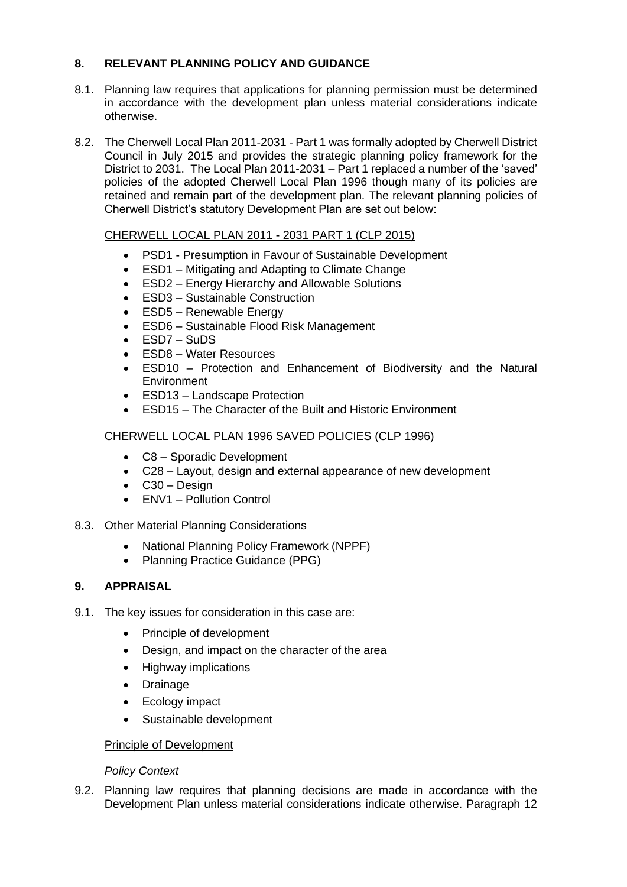## 8. RELEVANT PLANNING POLICY AND GUIDANCE

8.1. Planning law requires that applications for planning permission must be determined in accordance with the development plan unless material considerations indicate otherwise.

8.2. The Cherwell Local Plan 2011-2031 - Part 1 was formally adopted by Cherwell District Council in July 2015 and provides the strategic planning policy framework for the District to 2031. The Local Plan 2011-2031 – Part 1 replaced a number of the 'saved' policies of the adopted Cherwell Local Plan 1996 though many of its policies are retained and remain part of the development plan. The relevant planning policies of Cherwell District's statutory Development Plan are set out below:

<u>CHERWELL LOCAL PLAN 2011 - 2031 PART 1 (CLP 2015)</u>

- PSD1 - Presumption in Favour of Sustainable Development
- ESD1 – Mitigating and Adapting to Climate Change
- ESD2 – Energy Hierarchy and Allowable Solutions
- ESD3 – Sustainable Construction
- ESD5 – Renewable Energy
- ESD6 – Sustainable Flood Risk Management
- ESD7 – SuDS
- ESD8 – Water Resources
- ESD10 – Protection and Enhancement of Biodiversity and the Natural Environment
- ESD13 – Landscape Protection
- ESD15 – The Character of the Built and Historic Environment

<u>CHERWELL LOCAL PLAN 1996 SAVED POLICIES (CLP 1996)</u>

- C8 – Sporadic Development
- C28 – Layout, design and external appearance of new development
- C30 – Design
- ENV1 – Pollution Control

8.3. Other Material Planning Considerations

- National Planning Policy Framework (NPPF)
- Planning Practice Guidance (PPG)

## 9. APPRAISAL

9.1. The key issues for consideration in this case are:

- Principle of development
- Design, and impact on the character of the area
- Highway implications
- Drainage
- Ecology impact
- Sustainable development

<u>Principle of Development</u>

*Policy Context*

9.2. Planning law requires that planning decisions are made in accordance with the Development Plan unless material considerations indicate otherwise. Paragraph 12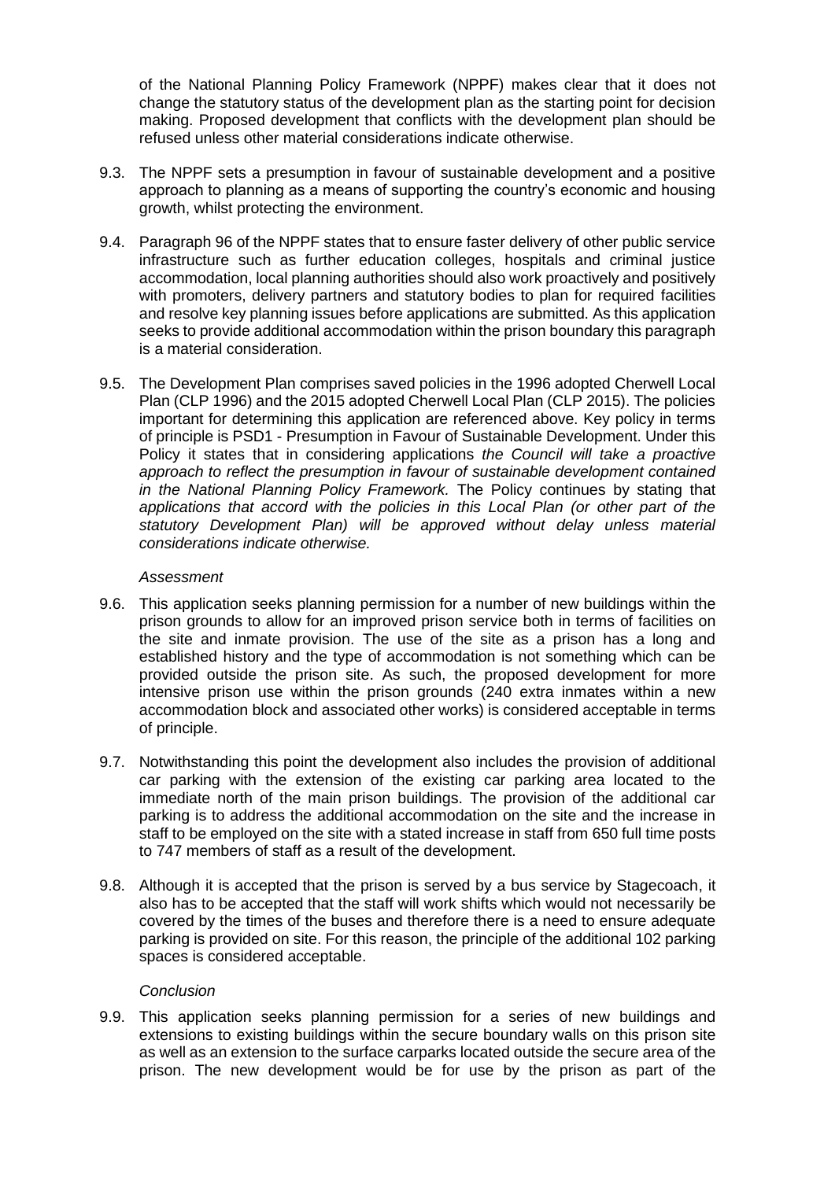of the National Planning Policy Framework (NPPF) makes clear that it does not change the statutory status of the development plan as the starting point for decision making. Proposed development that conflicts with the development plan should be refused unless other material considerations indicate otherwise.

9.3. The NPPF sets a presumption in favour of sustainable development and a positive approach to planning as a means of supporting the country's economic and housing growth, whilst protecting the environment.

9.4. Paragraph 96 of the NPPF states that to ensure faster delivery of other public service infrastructure such as further education colleges, hospitals and criminal justice accommodation, local planning authorities should also work proactively and positively with promoters, delivery partners and statutory bodies to plan for required facilities and resolve key planning issues before applications are submitted. As this application seeks to provide additional accommodation within the prison boundary this paragraph is a material consideration.

9.5. The Development Plan comprises saved policies in the 1996 adopted Cherwell Local Plan (CLP 1996) and the 2015 adopted Cherwell Local Plan (CLP 2015). The policies important for determining this application are referenced above. Key policy in terms of principle is PSD1 - Presumption in Favour of Sustainable Development. Under this Policy it states that in considering applications *the Council will take a proactive approach to reflect the presumption in favour of sustainable development contained in the National Planning Policy Framework.* The Policy continues by stating that *applications that accord with the policies in this Local Plan (or other part of the statutory Development Plan) will be approved without delay unless material considerations indicate otherwise.*

*Assessment*

9.6. This application seeks planning permission for a number of new buildings within the prison grounds to allow for an improved prison service both in terms of facilities on the site and inmate provision. The use of the site as a prison has a long and established history and the type of accommodation is not something which can be provided outside the prison site. As such, the proposed development for more intensive prison use within the prison grounds (240 extra inmates within a new accommodation block and associated other works) is considered acceptable in terms of principle.

9.7. Notwithstanding this point the development also includes the provision of additional car parking with the extension of the existing car parking area located to the immediate north of the main prison buildings. The provision of the additional car parking is to address the additional accommodation on the site and the increase in staff to be employed on the site with a stated increase in staff from 650 full time posts to 747 members of staff as a result of the development.

9.8. Although it is accepted that the prison is served by a bus service by Stagecoach, it also has to be accepted that the staff will work shifts which would not necessarily be covered by the times of the buses and therefore there is a need to ensure adequate parking is provided on site. For this reason, the principle of the additional 102 parking spaces is considered acceptable.

*Conclusion*

9.9. This application seeks planning permission for a series of new buildings and extensions to existing buildings within the secure boundary walls on this prison site as well as an extension to the surface carparks located outside the secure area of the prison. The new development would be for use by the prison as part of the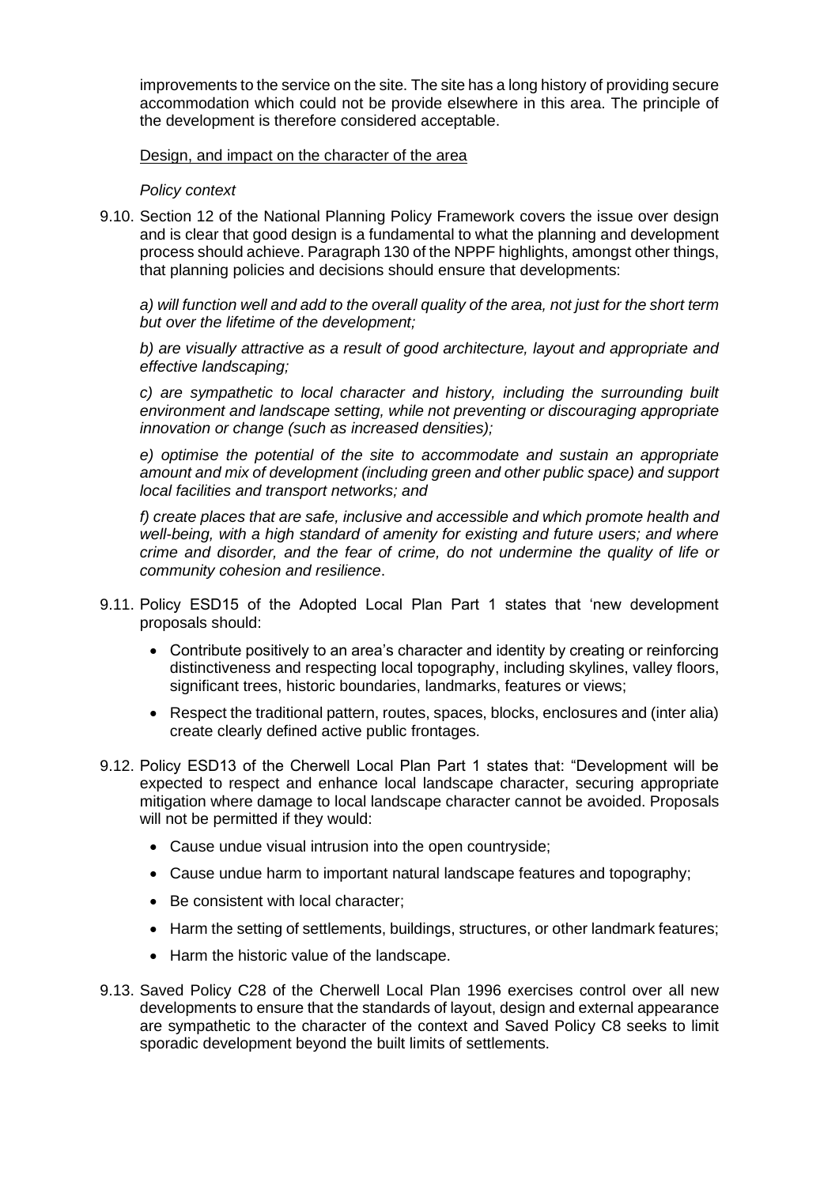improvements to the service on the site. The site has a long history of providing secure accommodation which could not be provide elsewhere in this area. The principle of the development is therefore considered acceptable.

Design, and impact on the character of the area

*Policy context*

9.10. Section 12 of the National Planning Policy Framework covers the issue over design and is clear that good design is a fundamental to what the planning and development process should achieve. Paragraph 130 of the NPPF highlights, amongst other things, that planning policies and decisions should ensure that developments:

*a) will function well and add to the overall quality of the area, not just for the short term but over the lifetime of the development;*

*b) are visually attractive as a result of good architecture, layout and appropriate and effective landscaping;*

*c) are sympathetic to local character and history, including the surrounding built environment and landscape setting, while not preventing or discouraging appropriate innovation or change (such as increased densities);*

*e) optimise the potential of the site to accommodate and sustain an appropriate amount and mix of development (including green and other public space) and support local facilities and transport networks; and*

*f) create places that are safe, inclusive and accessible and which promote health and well-being, with a high standard of amenity for existing and future users; and where crime and disorder, and the fear of crime, do not undermine the quality of life or community cohesion and resilience*.

9.11. Policy ESD15 of the Adopted Local Plan Part 1 states that 'new development proposals should:

- Contribute positively to an area's character and identity by creating or reinforcing distinctiveness and respecting local topography, including skylines, valley floors, significant trees, historic boundaries, landmarks, features or views;
- Respect the traditional pattern, routes, spaces, blocks, enclosures and (inter alia) create clearly defined active public frontages.

9.12. Policy ESD13 of the Cherwell Local Plan Part 1 states that: "Development will be expected to respect and enhance local landscape character, securing appropriate mitigation where damage to local landscape character cannot be avoided. Proposals will not be permitted if they would:

- Cause undue visual intrusion into the open countryside;
- Cause undue harm to important natural landscape features and topography;
- Be consistent with local character;
- Harm the setting of settlements, buildings, structures, or other landmark features;
- Harm the historic value of the landscape.

9.13. Saved Policy C28 of the Cherwell Local Plan 1996 exercises control over all new developments to ensure that the standards of layout, design and external appearance are sympathetic to the character of the context and Saved Policy C8 seeks to limit sporadic development beyond the built limits of settlements.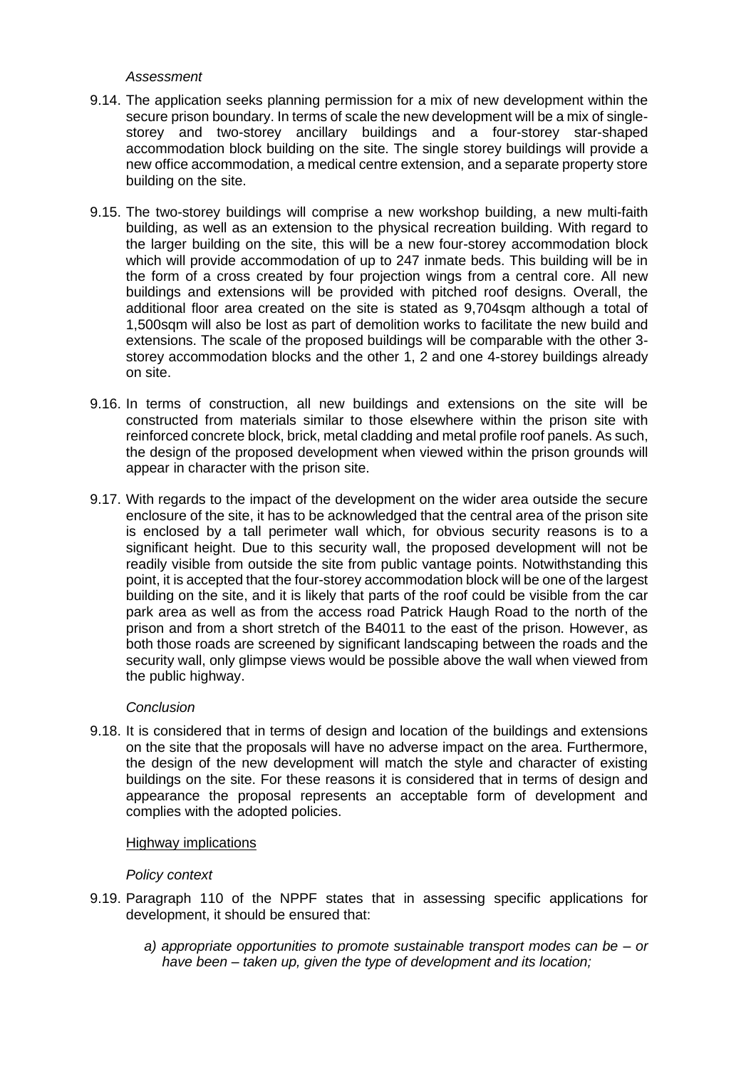*Assessment*

9.14. The application seeks planning permission for a mix of new development within the secure prison boundary. In terms of scale the new development will be a mix of single-storey and two-storey ancillary buildings and a four-storey star-shaped accommodation block building on the site. The single storey buildings will provide a new office accommodation, a medical centre extension, and a separate property store building on the site.

9.15. The two-storey buildings will comprise a new workshop building, a new multi-faith building, as well as an extension to the physical recreation building. With regard to the larger building on the site, this will be a new four-storey accommodation block which will provide accommodation of up to 247 inmate beds. This building will be in the form of a cross created by four projection wings from a central core. All new buildings and extensions will be provided with pitched roof designs. Overall, the additional floor area created on the site is stated as 9,704sqm although a total of 1,500sqm will also be lost as part of demolition works to facilitate the new build and extensions. The scale of the proposed buildings will be comparable with the other 3-storey accommodation blocks and the other 1, 2 and one 4-storey buildings already on site.

9.16. In terms of construction, all new buildings and extensions on the site will be constructed from materials similar to those elsewhere within the prison site with reinforced concrete block, brick, metal cladding and metal profile roof panels. As such, the design of the proposed development when viewed within the prison grounds will appear in character with the prison site.

9.17. With regards to the impact of the development on the wider area outside the secure enclosure of the site, it has to be acknowledged that the central area of the prison site is enclosed by a tall perimeter wall which, for obvious security reasons is to a significant height. Due to this security wall, the proposed development will not be readily visible from outside the site from public vantage points. Notwithstanding this point, it is accepted that the four-storey accommodation block will be one of the largest building on the site, and it is likely that parts of the roof could be visible from the car park area as well as from the access road Patrick Haugh Road to the north of the prison and from a short stretch of the B4011 to the east of the prison. However, as both those roads are screened by significant landscaping between the roads and the security wall, only glimpse views would be possible above the wall when viewed from the public highway.

*Conclusion*

9.18. It is considered that in terms of design and location of the buildings and extensions on the site that the proposals will have no adverse impact on the area. Furthermore, the design of the new development will match the style and character of existing buildings on the site. For these reasons it is considered that in terms of design and appearance the proposal represents an acceptable form of development and complies with the adopted policies.

Highway implications

*Policy context*

9.19. Paragraph 110 of the NPPF states that in assessing specific applications for development, it should be ensured that:

*a) appropriate opportunities to promote sustainable transport modes can be – or have been – taken up, given the type of development and its location;*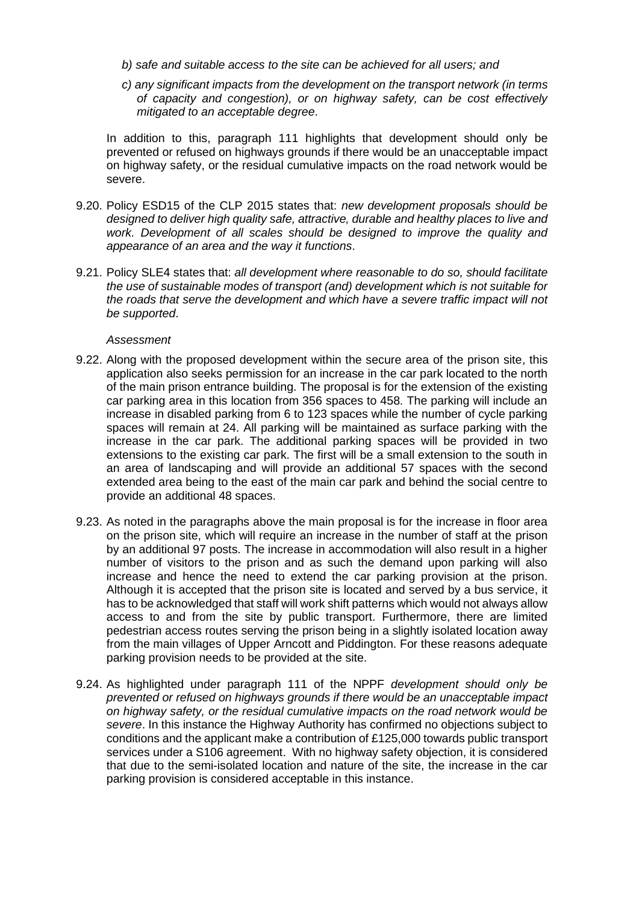*b) safe and suitable access to the site can be achieved for all users; and*

*c) any significant impacts from the development on the transport network (in terms of capacity and congestion), or on highway safety, can be cost effectively mitigated to an acceptable degree*.

In addition to this, paragraph 111 highlights that development should only be prevented or refused on highways grounds if there would be an unacceptable impact on highway safety, or the residual cumulative impacts on the road network would be severe.

9.20. Policy ESD15 of the CLP 2015 states that: *new development proposals should be designed to deliver high quality safe, attractive, durable and healthy places to live and work. Development of all scales should be designed to improve the quality and appearance of an area and the way it functions*.

9.21. Policy SLE4 states that: *all development where reasonable to do so, should facilitate the use of sustainable modes of transport (and) development which is not suitable for the roads that serve the development and which have a severe traffic impact will not be supported*.

*Assessment*

9.22. Along with the proposed development within the secure area of the prison site, this application also seeks permission for an increase in the car park located to the north of the main prison entrance building. The proposal is for the extension of the existing car parking area in this location from 356 spaces to 458. The parking will include an increase in disabled parking from 6 to 123 spaces while the number of cycle parking spaces will remain at 24. All parking will be maintained as surface parking with the increase in the car park. The additional parking spaces will be provided in two extensions to the existing car park. The first will be a small extension to the south in an area of landscaping and will provide an additional 57 spaces with the second extended area being to the east of the main car park and behind the social centre to provide an additional 48 spaces.

9.23. As noted in the paragraphs above the main proposal is for the increase in floor area on the prison site, which will require an increase in the number of staff at the prison by an additional 97 posts. The increase in accommodation will also result in a higher number of visitors to the prison and as such the demand upon parking will also increase and hence the need to extend the car parking provision at the prison. Although it is accepted that the prison site is located and served by a bus service, it has to be acknowledged that staff will work shift patterns which would not always allow access to and from the site by public transport. Furthermore, there are limited pedestrian access routes serving the prison being in a slightly isolated location away from the main villages of Upper Arncott and Piddington. For these reasons adequate parking provision needs to be provided at the site.

9.24. As highlighted under paragraph 111 of the NPPF *development should only be prevented or refused on highways grounds if there would be an unacceptable impact on highway safety, or the residual cumulative impacts on the road network would be severe*. In this instance the Highway Authority has confirmed no objections subject to conditions and the applicant make a contribution of £125,000 towards public transport services under a S106 agreement. With no highway safety objection, it is considered that due to the semi-isolated location and nature of the site, the increase in the car parking provision is considered acceptable in this instance.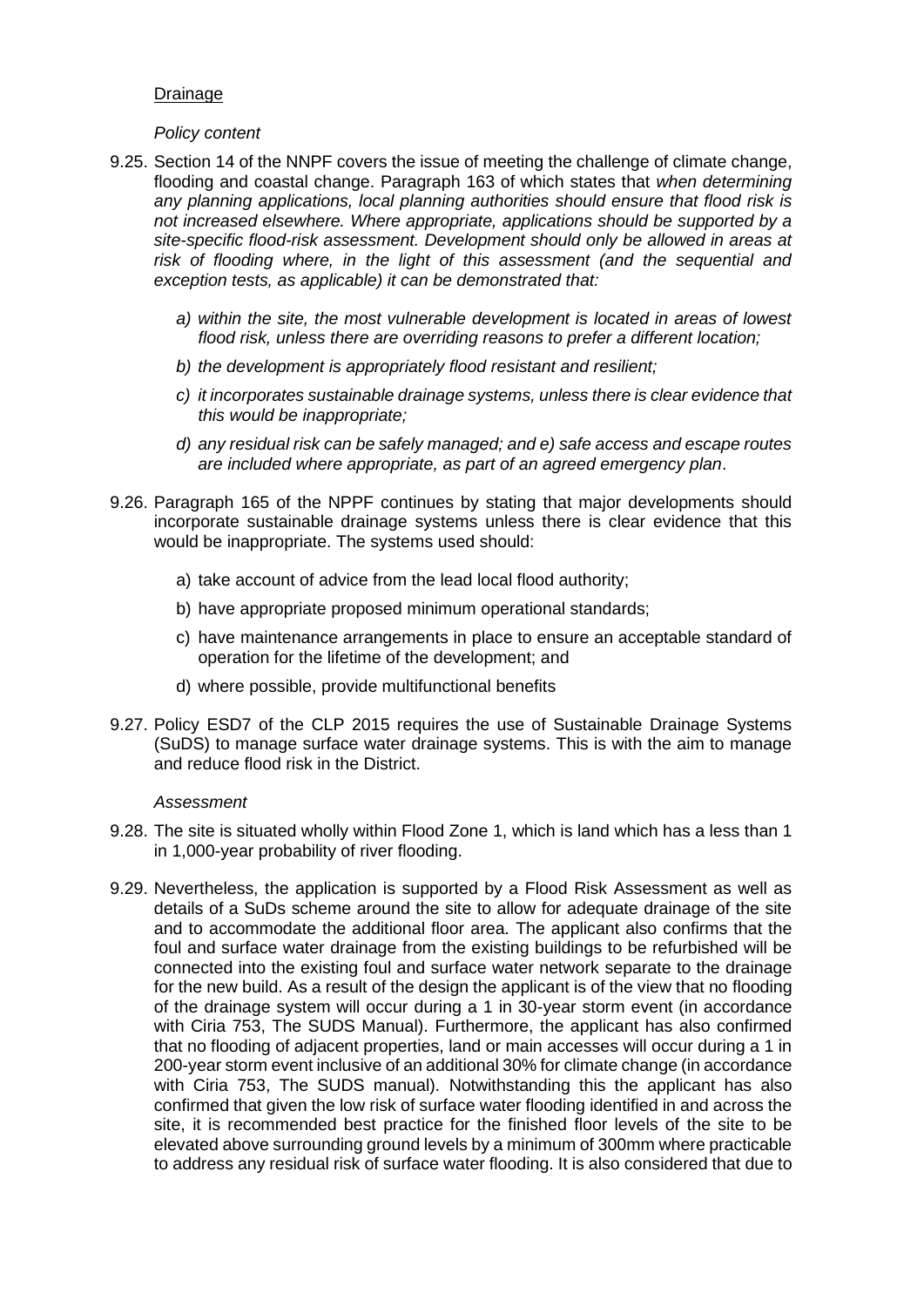Drainage

*Policy content*

9.25. Section 14 of the NNPF covers the issue of meeting the challenge of climate change, flooding and coastal change. Paragraph 163 of which states that *when determining any planning applications, local planning authorities should ensure that flood risk is not increased elsewhere. Where appropriate, applications should be supported by a site-specific flood-risk assessment. Development should only be allowed in areas at risk of flooding where, in the light of this assessment (and the sequential and exception tests, as applicable) it can be demonstrated that:*

*a) within the site, the most vulnerable development is located in areas of lowest flood risk, unless there are overriding reasons to prefer a different location;*

*b) the development is appropriately flood resistant and resilient;*

*c) it incorporates sustainable drainage systems, unless there is clear evidence that this would be inappropriate;*

*d) any residual risk can be safely managed; and e) safe access and escape routes are included where appropriate, as part of an agreed emergency plan*.

9.26. Paragraph 165 of the NPPF continues by stating that major developments should incorporate sustainable drainage systems unless there is clear evidence that this would be inappropriate. The systems used should:

a) take account of advice from the lead local flood authority;

b) have appropriate proposed minimum operational standards;

c) have maintenance arrangements in place to ensure an acceptable standard of operation for the lifetime of the development; and

d) where possible, provide multifunctional benefits

9.27. Policy ESD7 of the CLP 2015 requires the use of Sustainable Drainage Systems (SuDS) to manage surface water drainage systems. This is with the aim to manage and reduce flood risk in the District.

*Assessment*

9.28. The site is situated wholly within Flood Zone 1, which is land which has a less than 1 in 1,000-year probability of river flooding.

9.29. Nevertheless, the application is supported by a Flood Risk Assessment as well as details of a SuDs scheme around the site to allow for adequate drainage of the site and to accommodate the additional floor area. The applicant also confirms that the foul and surface water drainage from the existing buildings to be refurbished will be connected into the existing foul and surface water network separate to the drainage for the new build. As a result of the design the applicant is of the view that no flooding of the drainage system will occur during a 1 in 30-year storm event (in accordance with Ciria 753, The SUDS Manual). Furthermore, the applicant has also confirmed that no flooding of adjacent properties, land or main accesses will occur during a 1 in 200-year storm event inclusive of an additional 30% for climate change (in accordance with Ciria 753, The SUDS manual). Notwithstanding this the applicant has also confirmed that given the low risk of surface water flooding identified in and across the site, it is recommended best practice for the finished floor levels of the site to be elevated above surrounding ground levels by a minimum of 300mm where practicable to address any residual risk of surface water flooding. It is also considered that due to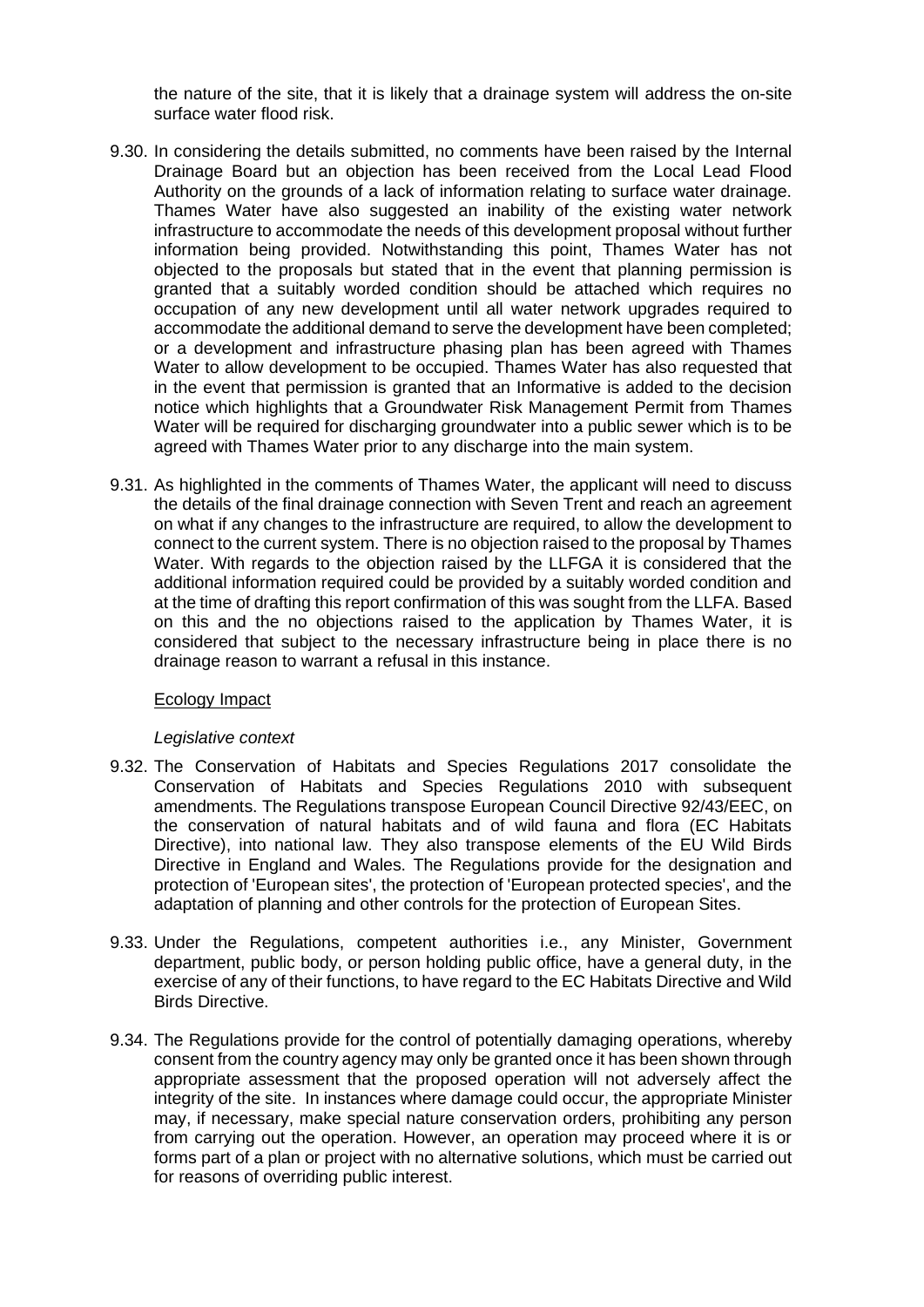the nature of the site, that it is likely that a drainage system will address the on-site surface water flood risk.

9.30. In considering the details submitted, no comments have been raised by the Internal Drainage Board but an objection has been received from the Local Lead Flood Authority on the grounds of a lack of information relating to surface water drainage. Thames Water have also suggested an inability of the existing water network infrastructure to accommodate the needs of this development proposal without further information being provided. Notwithstanding this point, Thames Water has not objected to the proposals but stated that in the event that planning permission is granted that a suitably worded condition should be attached which requires no occupation of any new development until all water network upgrades required to accommodate the additional demand to serve the development have been completed; or a development and infrastructure phasing plan has been agreed with Thames Water to allow development to be occupied. Thames Water has also requested that in the event that permission is granted that an Informative is added to the decision notice which highlights that a Groundwater Risk Management Permit from Thames Water will be required for discharging groundwater into a public sewer which is to be agreed with Thames Water prior to any discharge into the main system.

9.31. As highlighted in the comments of Thames Water, the applicant will need to discuss the details of the final drainage connection with Seven Trent and reach an agreement on what if any changes to the infrastructure are required, to allow the development to connect to the current system. There is no objection raised to the proposal by Thames Water. With regards to the objection raised by the LLFGA it is considered that the additional information required could be provided by a suitably worded condition and at the time of drafting this report confirmation of this was sought from the LLFA. Based on this and the no objections raised to the application by Thames Water, it is considered that subject to the necessary infrastructure being in place there is no drainage reason to warrant a refusal in this instance.

Ecology Impact

*Legislative context*

9.32. The Conservation of Habitats and Species Regulations 2017 consolidate the Conservation of Habitats and Species Regulations 2010 with subsequent amendments. The Regulations transpose European Council Directive 92/43/EEC, on the conservation of natural habitats and of wild fauna and flora (EC Habitats Directive), into national law. They also transpose elements of the EU Wild Birds Directive in England and Wales. The Regulations provide for the designation and protection of 'European sites', the protection of 'European protected species', and the adaptation of planning and other controls for the protection of European Sites.

9.33. Under the Regulations, competent authorities i.e., any Minister, Government department, public body, or person holding public office, have a general duty, in the exercise of any of their functions, to have regard to the EC Habitats Directive and Wild Birds Directive.

9.34. The Regulations provide for the control of potentially damaging operations, whereby consent from the country agency may only be granted once it has been shown through appropriate assessment that the proposed operation will not adversely affect the integrity of the site. In instances where damage could occur, the appropriate Minister may, if necessary, make special nature conservation orders, prohibiting any person from carrying out the operation. However, an operation may proceed where it is or forms part of a plan or project with no alternative solutions, which must be carried out for reasons of overriding public interest.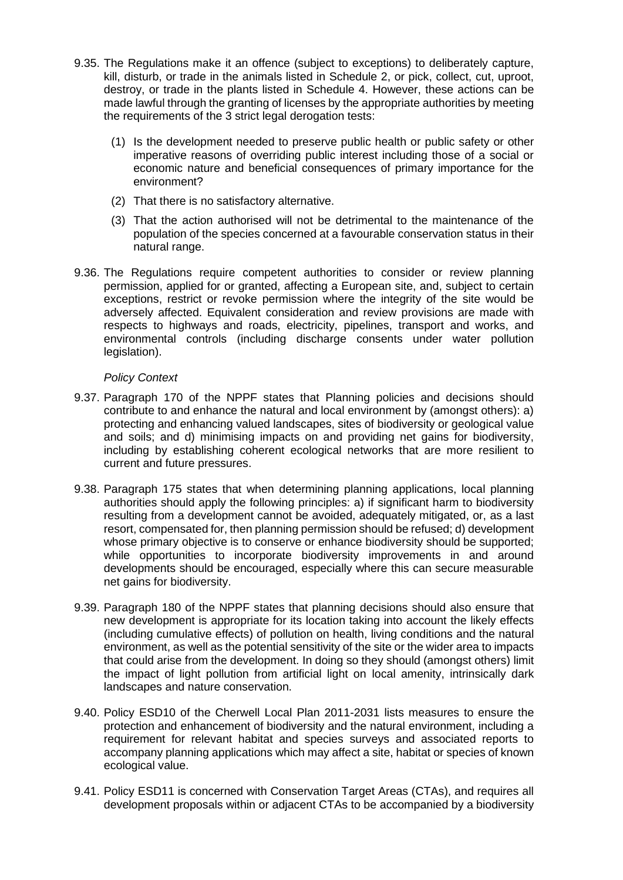9.35. The Regulations make it an offence (subject to exceptions) to deliberately capture, kill, disturb, or trade in the animals listed in Schedule 2, or pick, collect, cut, uproot, destroy, or trade in the plants listed in Schedule 4. However, these actions can be made lawful through the granting of licenses by the appropriate authorities by meeting the requirements of the 3 strict legal derogation tests:

(1) Is the development needed to preserve public health or public safety or other imperative reasons of overriding public interest including those of a social or economic nature and beneficial consequences of primary importance for the environment?

(2) That there is no satisfactory alternative.

(3) That the action authorised will not be detrimental to the maintenance of the population of the species concerned at a favourable conservation status in their natural range.

9.36. The Regulations require competent authorities to consider or review planning permission, applied for or granted, affecting a European site, and, subject to certain exceptions, restrict or revoke permission where the integrity of the site would be adversely affected. Equivalent consideration and review provisions are made with respects to highways and roads, electricity, pipelines, transport and works, and environmental controls (including discharge consents under water pollution legislation).

*Policy Context*

9.37. Paragraph 170 of the NPPF states that Planning policies and decisions should contribute to and enhance the natural and local environment by (amongst others): a) protecting and enhancing valued landscapes, sites of biodiversity or geological value and soils; and d) minimising impacts on and providing net gains for biodiversity, including by establishing coherent ecological networks that are more resilient to current and future pressures.

9.38. Paragraph 175 states that when determining planning applications, local planning authorities should apply the following principles: a) if significant harm to biodiversity resulting from a development cannot be avoided, adequately mitigated, or, as a last resort, compensated for, then planning permission should be refused; d) development whose primary objective is to conserve or enhance biodiversity should be supported; while opportunities to incorporate biodiversity improvements in and around developments should be encouraged, especially where this can secure measurable net gains for biodiversity.

9.39. Paragraph 180 of the NPPF states that planning decisions should also ensure that new development is appropriate for its location taking into account the likely effects (including cumulative effects) of pollution on health, living conditions and the natural environment, as well as the potential sensitivity of the site or the wider area to impacts that could arise from the development. In doing so they should (amongst others) limit the impact of light pollution from artificial light on local amenity, intrinsically dark landscapes and nature conservation.

9.40. Policy ESD10 of the Cherwell Local Plan 2011-2031 lists measures to ensure the protection and enhancement of biodiversity and the natural environment, including a requirement for relevant habitat and species surveys and associated reports to accompany planning applications which may affect a site, habitat or species of known ecological value.

9.41. Policy ESD11 is concerned with Conservation Target Areas (CTAs), and requires all development proposals within or adjacent CTAs to be accompanied by a biodiversity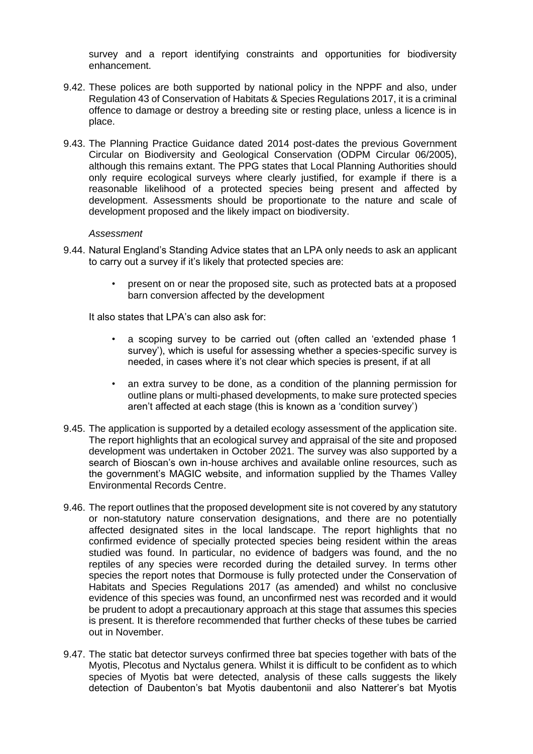survey and a report identifying constraints and opportunities for biodiversity enhancement.

9.42. These polices are both supported by national policy in the NPPF and also, under Regulation 43 of Conservation of Habitats & Species Regulations 2017, it is a criminal offence to damage or destroy a breeding site or resting place, unless a licence is in place.

9.43. The Planning Practice Guidance dated 2014 post-dates the previous Government Circular on Biodiversity and Geological Conservation (ODPM Circular 06/2005), although this remains extant. The PPG states that Local Planning Authorities should only require ecological surveys where clearly justified, for example if there is a reasonable likelihood of a protected species being present and affected by development. Assessments should be proportionate to the nature and scale of development proposed and the likely impact on biodiversity.

*Assessment*

9.44. Natural England's Standing Advice states that an LPA only needs to ask an applicant to carry out a survey if it's likely that protected species are:

- present on or near the proposed site, such as protected bats at a proposed barn conversion affected by the development

It also states that LPA's can also ask for:

- a scoping survey to be carried out (often called an 'extended phase 1 survey'), which is useful for assessing whether a species-specific survey is needed, in cases where it's not clear which species is present, if at all
- an extra survey to be done, as a condition of the planning permission for outline plans or multi-phased developments, to make sure protected species aren't affected at each stage (this is known as a 'condition survey')

9.45. The application is supported by a detailed ecology assessment of the application site. The report highlights that an ecological survey and appraisal of the site and proposed development was undertaken in October 2021. The survey was also supported by a search of Bioscan's own in-house archives and available online resources, such as the government's MAGIC website, and information supplied by the Thames Valley Environmental Records Centre.

9.46. The report outlines that the proposed development site is not covered by any statutory or non-statutory nature conservation designations, and there are no potentially affected designated sites in the local landscape. The report highlights that no confirmed evidence of specially protected species being resident within the areas studied was found. In particular, no evidence of badgers was found, and the no reptiles of any species were recorded during the detailed survey. In terms other species the report notes that Dormouse is fully protected under the Conservation of Habitats and Species Regulations 2017 (as amended) and whilst no conclusive evidence of this species was found, an unconfirmed nest was recorded and it would be prudent to adopt a precautionary approach at this stage that assumes this species is present. It is therefore recommended that further checks of these tubes be carried out in November.

9.47. The static bat detector surveys confirmed three bat species together with bats of the Myotis, Plecotus and Nyctalus genera. Whilst it is difficult to be confident as to which species of Myotis bat were detected, analysis of these calls suggests the likely detection of Daubenton's bat Myotis daubentonii and also Natterer's bat Myotis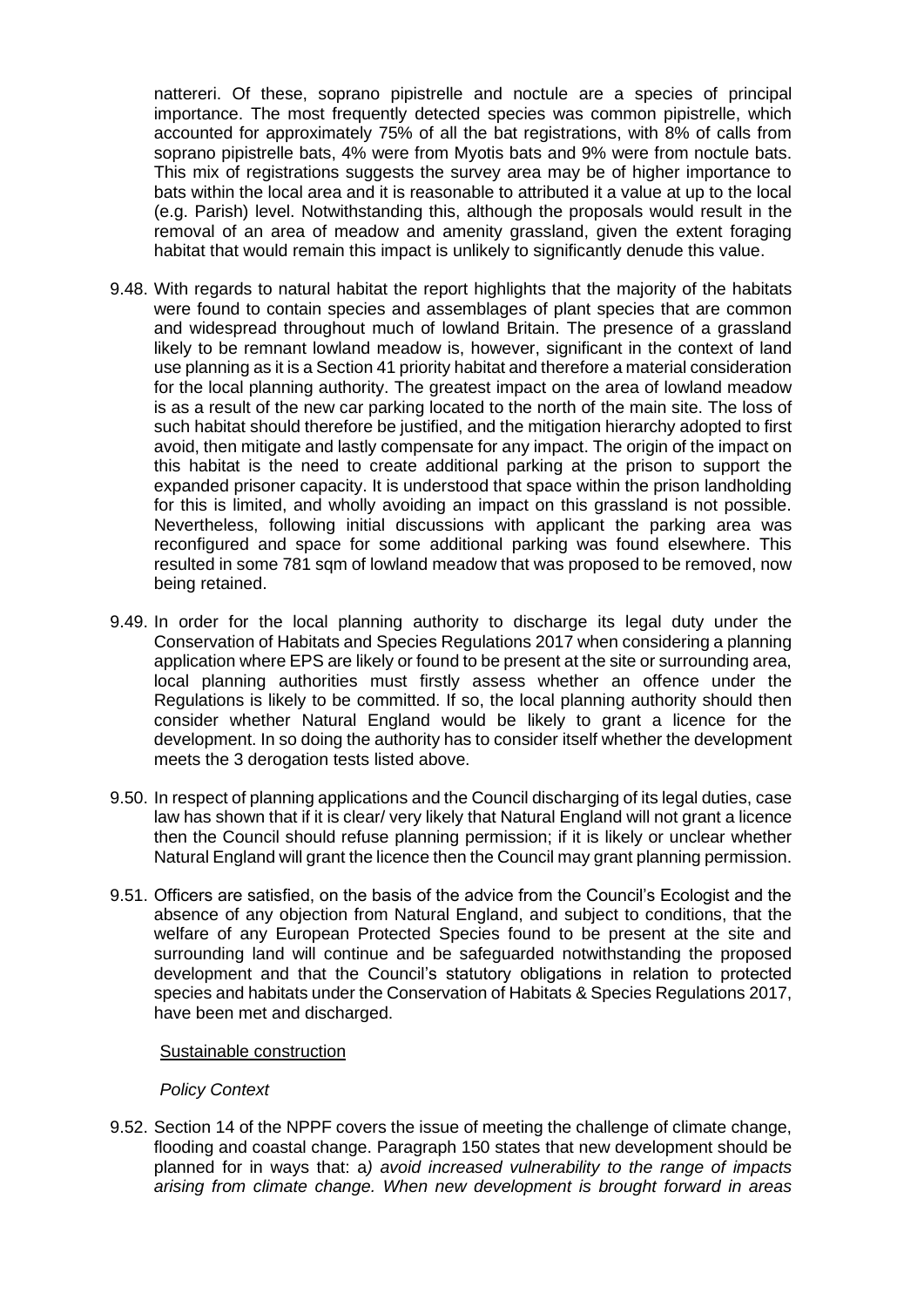nattereri. Of these, soprano pipistrelle and noctule are a species of principal importance. The most frequently detected species was common pipistrelle, which accounted for approximately 75% of all the bat registrations, with 8% of calls from soprano pipistrelle bats, 4% were from Myotis bats and 9% were from noctule bats. This mix of registrations suggests the survey area may be of higher importance to bats within the local area and it is reasonable to attributed it a value at up to the local (e.g. Parish) level. Notwithstanding this, although the proposals would result in the removal of an area of meadow and amenity grassland, given the extent foraging habitat that would remain this impact is unlikely to significantly denude this value.

9.48. With regards to natural habitat the report highlights that the majority of the habitats were found to contain species and assemblages of plant species that are common and widespread throughout much of lowland Britain. The presence of a grassland likely to be remnant lowland meadow is, however, significant in the context of land use planning as it is a Section 41 priority habitat and therefore a material consideration for the local planning authority. The greatest impact on the area of lowland meadow is as a result of the new car parking located to the north of the main site. The loss of such habitat should therefore be justified, and the mitigation hierarchy adopted to first avoid, then mitigate and lastly compensate for any impact. The origin of the impact on this habitat is the need to create additional parking at the prison to support the expanded prisoner capacity. It is understood that space within the prison landholding for this is limited, and wholly avoiding an impact on this grassland is not possible. Nevertheless, following initial discussions with applicant the parking area was reconfigured and space for some additional parking was found elsewhere. This resulted in some 781 sqm of lowland meadow that was proposed to be removed, now being retained.

9.49. In order for the local planning authority to discharge its legal duty under the Conservation of Habitats and Species Regulations 2017 when considering a planning application where EPS are likely or found to be present at the site or surrounding area, local planning authorities must firstly assess whether an offence under the Regulations is likely to be committed. If so, the local planning authority should then consider whether Natural England would be likely to grant a licence for the development. In so doing the authority has to consider itself whether the development meets the 3 derogation tests listed above.

9.50. In respect of planning applications and the Council discharging of its legal duties, case law has shown that if it is clear/ very likely that Natural England will not grant a licence then the Council should refuse planning permission; if it is likely or unclear whether Natural England will grant the licence then the Council may grant planning permission.

9.51. Officers are satisfied, on the basis of the advice from the Council's Ecologist and the absence of any objection from Natural England, and subject to conditions, that the welfare of any European Protected Species found to be present at the site and surrounding land will continue and be safeguarded notwithstanding the proposed development and that the Council's statutory obligations in relation to protected species and habitats under the Conservation of Habitats & Species Regulations 2017, have been met and discharged.

Sustainable construction

*Policy Context*

9.52. Section 14 of the NPPF covers the issue of meeting the challenge of climate change, flooding and coastal change. Paragraph 150 states that new development should be planned for in ways that: a*) avoid increased vulnerability to the range of impacts arising from climate change. When new development is brought forward in areas*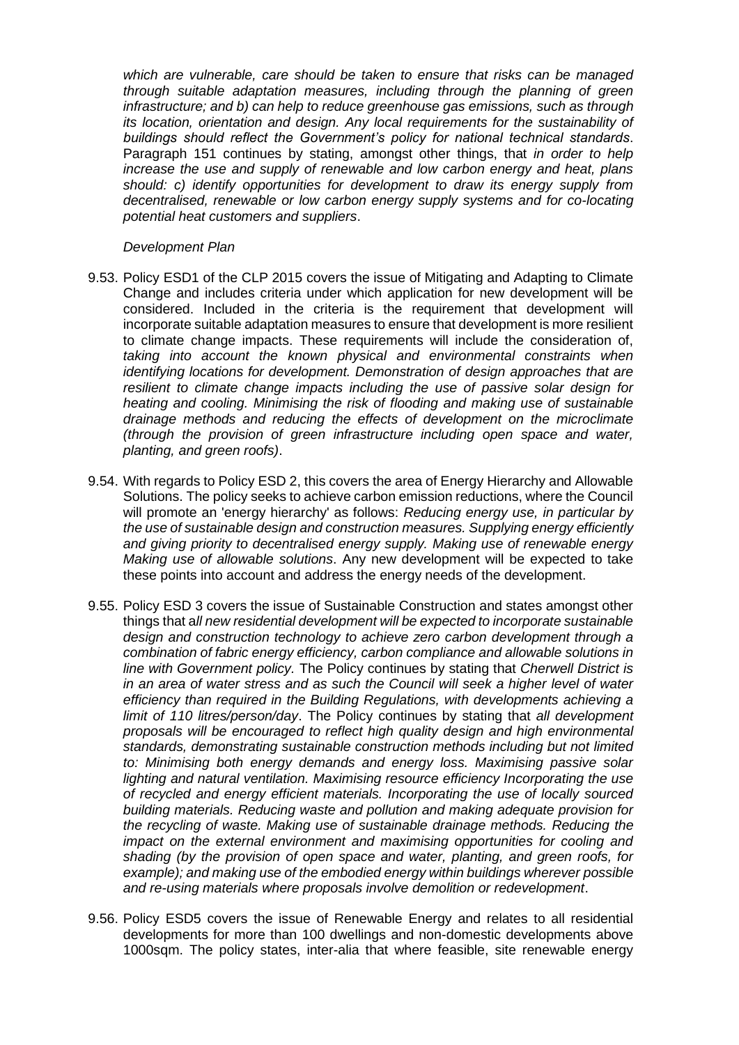*which are vulnerable, care should be taken to ensure that risks can be managed through suitable adaptation measures, including through the planning of green infrastructure; and b) can help to reduce greenhouse gas emissions, such as through its location, orientation and design. Any local requirements for the sustainability of buildings should reflect the Government's policy for national technical standards*. Paragraph 151 continues by stating, amongst other things, that *in order to help increase the use and supply of renewable and low carbon energy and heat, plans should: c) identify opportunities for development to draw its energy supply from decentralised, renewable or low carbon energy supply systems and for co-locating potential heat customers and suppliers*.

*Development Plan*

9.53. Policy ESD1 of the CLP 2015 covers the issue of Mitigating and Adapting to Climate Change and includes criteria under which application for new development will be considered. Included in the criteria is the requirement that development will incorporate suitable adaptation measures to ensure that development is more resilient to climate change impacts. These requirements will include the consideration of, *taking into account the known physical and environmental constraints when identifying locations for development. Demonstration of design approaches that are resilient to climate change impacts including the use of passive solar design for heating and cooling. Minimising the risk of flooding and making use of sustainable drainage methods and reducing the effects of development on the microclimate (through the provision of green infrastructure including open space and water, planting, and green roofs)*.

9.54. With regards to Policy ESD 2, this covers the area of Energy Hierarchy and Allowable Solutions. The policy seeks to achieve carbon emission reductions, where the Council will promote an 'energy hierarchy' as follows: *Reducing energy use, in particular by the use of sustainable design and construction measures. Supplying energy efficiently and giving priority to decentralised energy supply. Making use of renewable energy Making use of allowable solutions*. Any new development will be expected to take these points into account and address the energy needs of the development.

9.55. Policy ESD 3 covers the issue of Sustainable Construction and states amongst other things that a*ll new residential development will be expected to incorporate sustainable design and construction technology to achieve zero carbon development through a combination of fabric energy efficiency, carbon compliance and allowable solutions in line with Government policy.* The Policy continues by stating that *Cherwell District is in an area of water stress and as such the Council will seek a higher level of water efficiency than required in the Building Regulations, with developments achieving a limit of 110 litres/person/day*. The Policy continues by stating that *all development proposals will be encouraged to reflect high quality design and high environmental standards, demonstrating sustainable construction methods including but not limited to: Minimising both energy demands and energy loss. Maximising passive solar lighting and natural ventilation. Maximising resource efficiency Incorporating the use of recycled and energy efficient materials. Incorporating the use of locally sourced building materials. Reducing waste and pollution and making adequate provision for the recycling of waste. Making use of sustainable drainage methods. Reducing the impact on the external environment and maximising opportunities for cooling and shading (by the provision of open space and water, planting, and green roofs, for example); and making use of the embodied energy within buildings wherever possible and re-using materials where proposals involve demolition or redevelopment*.

9.56. Policy ESD5 covers the issue of Renewable Energy and relates to all residential developments for more than 100 dwellings and non-domestic developments above 1000sqm. The policy states, inter-alia that where feasible, site renewable energy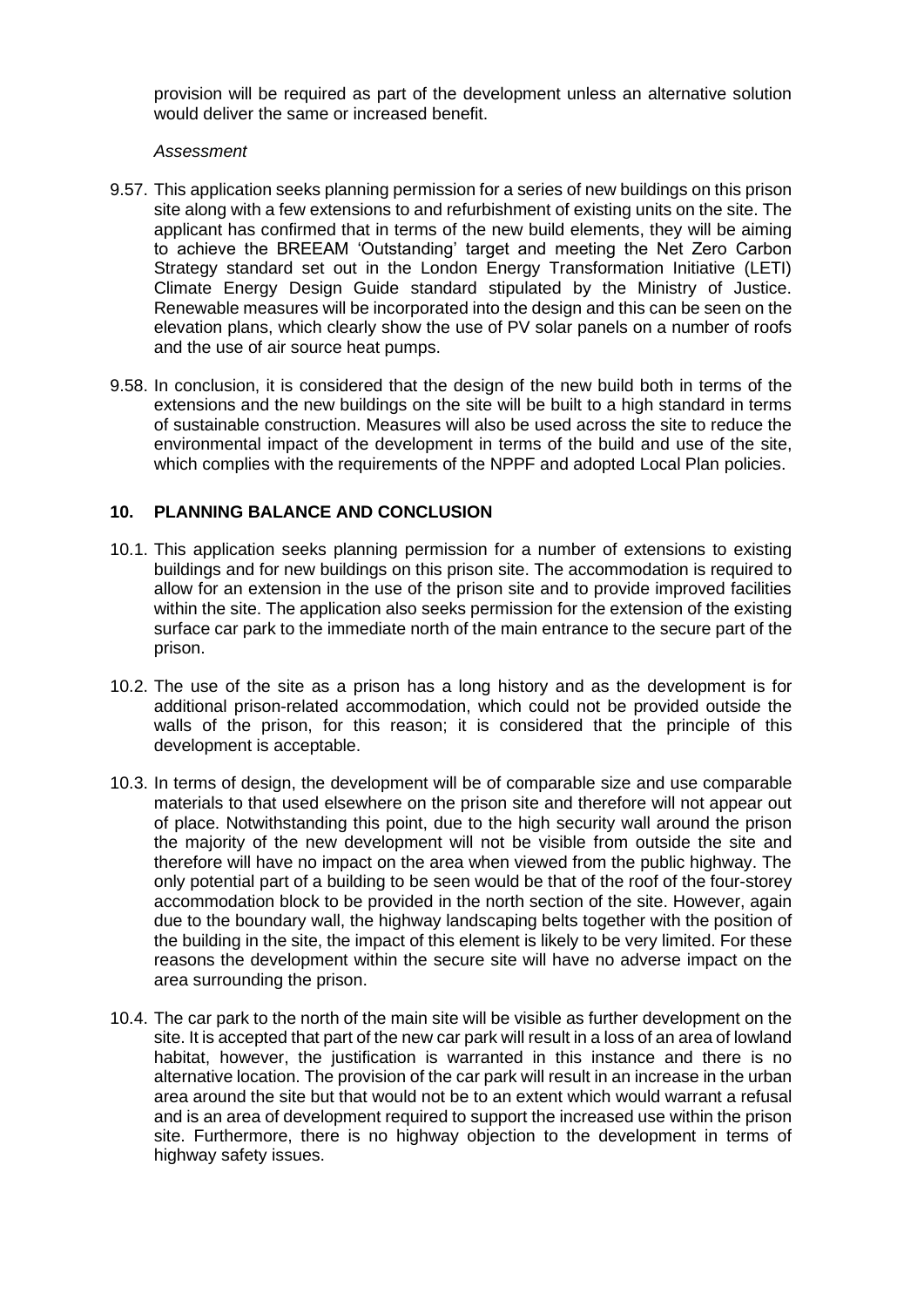provision will be required as part of the development unless an alternative solution would deliver the same or increased benefit.

*Assessment*

9.57. This application seeks planning permission for a series of new buildings on this prison site along with a few extensions to and refurbishment of existing units on the site. The applicant has confirmed that in terms of the new build elements, they will be aiming to achieve the BREEAM 'Outstanding' target and meeting the Net Zero Carbon Strategy standard set out in the London Energy Transformation Initiative (LETI) Climate Energy Design Guide standard stipulated by the Ministry of Justice. Renewable measures will be incorporated into the design and this can be seen on the elevation plans, which clearly show the use of PV solar panels on a number of roofs and the use of air source heat pumps.

9.58. In conclusion, it is considered that the design of the new build both in terms of the extensions and the new buildings on the site will be built to a high standard in terms of sustainable construction. Measures will also be used across the site to reduce the environmental impact of the development in terms of the build and use of the site, which complies with the requirements of the NPPF and adopted Local Plan policies.

## 10. PLANNING BALANCE AND CONCLUSION

10.1. This application seeks planning permission for a number of extensions to existing buildings and for new buildings on this prison site. The accommodation is required to allow for an extension in the use of the prison site and to provide improved facilities within the site. The application also seeks permission for the extension of the existing surface car park to the immediate north of the main entrance to the secure part of the prison.

10.2. The use of the site as a prison has a long history and as the development is for additional prison-related accommodation, which could not be provided outside the walls of the prison, for this reason; it is considered that the principle of this development is acceptable.

10.3. In terms of design, the development will be of comparable size and use comparable materials to that used elsewhere on the prison site and therefore will not appear out of place. Notwithstanding this point, due to the high security wall around the prison the majority of the new development will not be visible from outside the site and therefore will have no impact on the area when viewed from the public highway. The only potential part of a building to be seen would be that of the roof of the four-storey accommodation block to be provided in the north section of the site. However, again due to the boundary wall, the highway landscaping belts together with the position of the building in the site, the impact of this element is likely to be very limited. For these reasons the development within the secure site will have no adverse impact on the area surrounding the prison.

10.4. The car park to the north of the main site will be visible as further development on the site. It is accepted that part of the new car park will result in a loss of an area of lowland habitat, however, the justification is warranted in this instance and there is no alternative location. The provision of the car park will result in an increase in the urban area around the site but that would not be to an extent which would warrant a refusal and is an area of development required to support the increased use within the prison site. Furthermore, there is no highway objection to the development in terms of highway safety issues.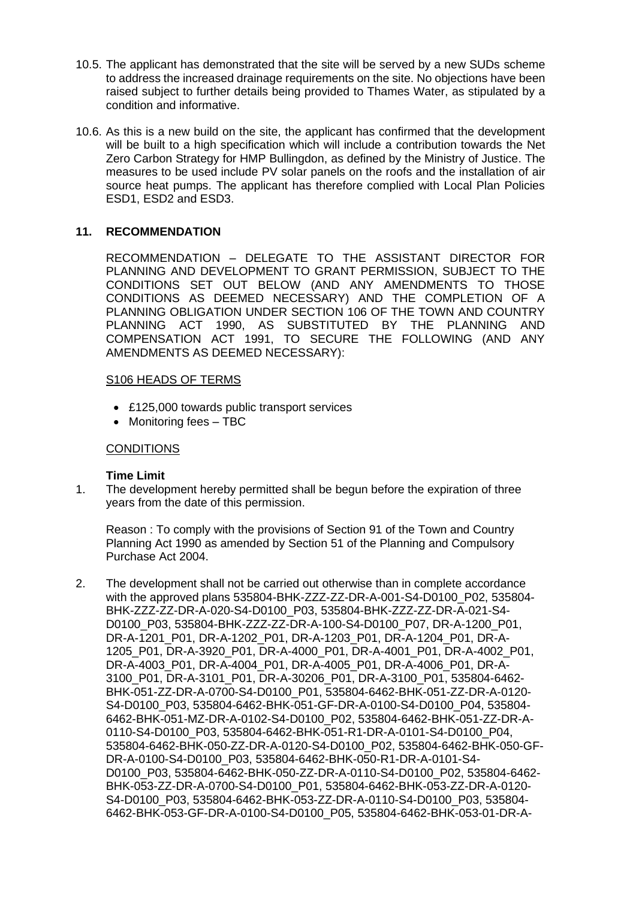10.5. The applicant has demonstrated that the site will be served by a new SUDs scheme to address the increased drainage requirements on the site. No objections have been raised subject to further details being provided to Thames Water, as stipulated by a condition and informative.

10.6. As this is a new build on the site, the applicant has confirmed that the development will be built to a high specification which will include a contribution towards the Net Zero Carbon Strategy for HMP Bullingdon, as defined by the Ministry of Justice. The measures to be used include PV solar panels on the roofs and the installation of air source heat pumps. The applicant has therefore complied with Local Plan Policies ESD1, ESD2 and ESD3.

## 11. RECOMMENDATION

RECOMMENDATION – DELEGATE TO THE ASSISTANT DIRECTOR FOR PLANNING AND DEVELOPMENT TO GRANT PERMISSION, SUBJECT TO THE CONDITIONS SET OUT BELOW (AND ANY AMENDMENTS TO THOSE CONDITIONS AS DEEMED NECESSARY) AND THE COMPLETION OF A PLANNING OBLIGATION UNDER SECTION 106 OF THE TOWN AND COUNTRY PLANNING ACT 1990, AS SUBSTITUTED BY THE PLANNING AND COMPENSATION ACT 1991, TO SECURE THE FOLLOWING (AND ANY AMENDMENTS AS DEEMED NECESSARY):

S106 HEADS OF TERMS

- £125,000 towards public transport services
- Monitoring fees – TBC

CONDITIONS

**Time Limit**

1. The development hereby permitted shall be begun before the expiration of three years from the date of this permission.

   Reason : To comply with the provisions of Section 91 of the Town and Country Planning Act 1990 as amended by Section 51 of the Planning and Compulsory Purchase Act 2004.

2. The development shall not be carried out otherwise than in complete accordance with the approved plans 535804-BHK-ZZZ-ZZ-DR-A-001-S4-D0100_P02, 535804-BHK-ZZZ-ZZ-DR-A-020-S4-D0100_P03, 535804-BHK-ZZZ-ZZ-DR-A-021-S4-D0100_P03, 535804-BHK-ZZZ-ZZ-DR-A-100-S4-D0100_P07, DR-A-1200_P01, DR-A-1201_P01, DR-A-1202_P01, DR-A-1203_P01, DR-A-1204_P01, DR-A-1205_P01, DR-A-3920_P01, DR-A-4000_P01, DR-A-4001_P01, DR-A-4002_P01, DR-A-4003_P01, DR-A-4004_P01, DR-A-4005_P01, DR-A-4006_P01, DR-A-3100_P01, DR-A-3101_P01, DR-A-30206_P01, DR-A-3100_P01, 535804-6462-BHK-051-ZZ-DR-A-0700-S4-D0100_P01, 535804-6462-BHK-051-ZZ-DR-A-0120-S4-D0100_P03, 535804-6462-BHK-051-GF-DR-A-0100-S4-D0100_P04, 535804-6462-BHK-051-MZ-DR-A-0102-S4-D0100_P02, 535804-6462-BHK-051-ZZ-DR-A-0110-S4-D0100_P03, 535804-6462-BHK-051-R1-DR-A-0101-S4-D0100_P04, 535804-6462-BHK-050-ZZ-DR-A-0120-S4-D0100_P02, 535804-6462-BHK-050-GF-DR-A-0100-S4-D0100_P03, 535804-6462-BHK-050-R1-DR-A-0101-S4-D0100_P03, 535804-6462-BHK-050-ZZ-DR-A-0110-S4-D0100_P02, 535804-6462-BHK-053-ZZ-DR-A-0700-S4-D0100_P01, 535804-6462-BHK-053-ZZ-DR-A-0120-S4-D0100_P03, 535804-6462-BHK-053-ZZ-DR-A-0110-S4-D0100_P03, 535804-6462-BHK-053-GF-DR-A-0100-S4-D0100_P05, 535804-6462-BHK-053-01-DR-A-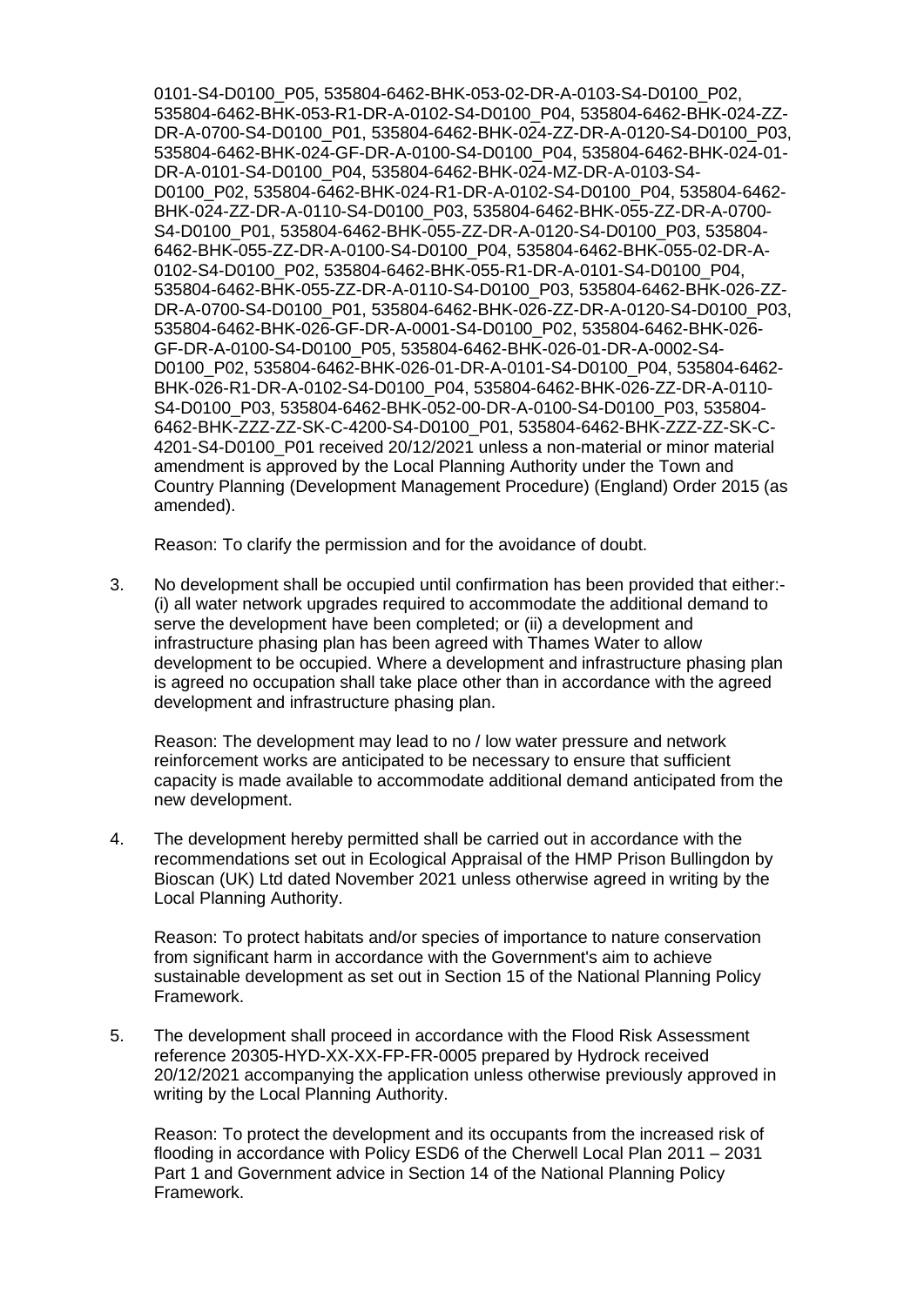0101-S4-D0100_P05, 535804-6462-BHK-053-02-DR-A-0103-S4-D0100_P02, 535804-6462-BHK-053-R1-DR-A-0102-S4-D0100_P04, 535804-6462-BHK-024-ZZ-DR-A-0700-S4-D0100_P01, 535804-6462-BHK-024-ZZ-DR-A-0120-S4-D0100_P03, 535804-6462-BHK-024-GF-DR-A-0100-S4-D0100_P04, 535804-6462-BHK-024-01-DR-A-0101-S4-D0100_P04, 535804-6462-BHK-024-MZ-DR-A-0103-S4-D0100_P02, 535804-6462-BHK-024-R1-DR-A-0102-S4-D0100_P04, 535804-6462-BHK-024-ZZ-DR-A-0110-S4-D0100_P03, 535804-6462-BHK-055-ZZ-DR-A-0700-S4-D0100_P01, 535804-6462-BHK-055-ZZ-DR-A-0120-S4-D0100_P03, 535804-6462-BHK-055-ZZ-DR-A-0100-S4-D0100_P04, 535804-6462-BHK-055-02-DR-A-0102-S4-D0100_P02, 535804-6462-BHK-055-R1-DR-A-0101-S4-D0100_P04, 535804-6462-BHK-055-ZZ-DR-A-0110-S4-D0100_P03, 535804-6462-BHK-026-ZZ-DR-A-0700-S4-D0100_P01, 535804-6462-BHK-026-ZZ-DR-A-0120-S4-D0100_P03, 535804-6462-BHK-026-GF-DR-A-0001-S4-D0100_P02, 535804-6462-BHK-026-GF-DR-A-0100-S4-D0100_P05, 535804-6462-BHK-026-01-DR-A-0002-S4-D0100_P02, 535804-6462-BHK-026-01-DR-A-0101-S4-D0100_P04, 535804-6462-BHK-026-R1-DR-A-0102-S4-D0100_P04, 535804-6462-BHK-026-ZZ-DR-A-0110-S4-D0100_P03, 535804-6462-BHK-052-00-DR-A-0100-S4-D0100_P03, 535804-6462-BHK-ZZZ-ZZ-SK-C-4200-S4-D0100_P01, 535804-6462-BHK-ZZZ-ZZ-SK-C-4201-S4-D0100_P01 received 20/12/2021 unless a non-material or minor material amendment is approved by the Local Planning Authority under the Town and Country Planning (Development Management Procedure) (England) Order 2015 (as amended).

Reason: To clarify the permission and for the avoidance of doubt.

3. No development shall be occupied until confirmation has been provided that either:- (i) all water network upgrades required to accommodate the additional demand to serve the development have been completed; or (ii) a development and infrastructure phasing plan has been agreed with Thames Water to allow development to be occupied. Where a development and infrastructure phasing plan is agreed no occupation shall take place other than in accordance with the agreed development and infrastructure phasing plan.

   Reason: The development may lead to no / low water pressure and network reinforcement works are anticipated to be necessary to ensure that sufficient capacity is made available to accommodate additional demand anticipated from the new development.

4. The development hereby permitted shall be carried out in accordance with the recommendations set out in Ecological Appraisal of the HMP Prison Bullingdon by Bioscan (UK) Ltd dated November 2021 unless otherwise agreed in writing by the Local Planning Authority.

   Reason: To protect habitats and/or species of importance to nature conservation from significant harm in accordance with the Government's aim to achieve sustainable development as set out in Section 15 of the National Planning Policy Framework.

5. The development shall proceed in accordance with the Flood Risk Assessment reference 20305-HYD-XX-XX-FP-FR-0005 prepared by Hydrock received 20/12/2021 accompanying the application unless otherwise previously approved in writing by the Local Planning Authority.

   Reason: To protect the development and its occupants from the increased risk of flooding in accordance with Policy ESD6 of the Cherwell Local Plan 2011 – 2031 Part 1 and Government advice in Section 14 of the National Planning Policy Framework.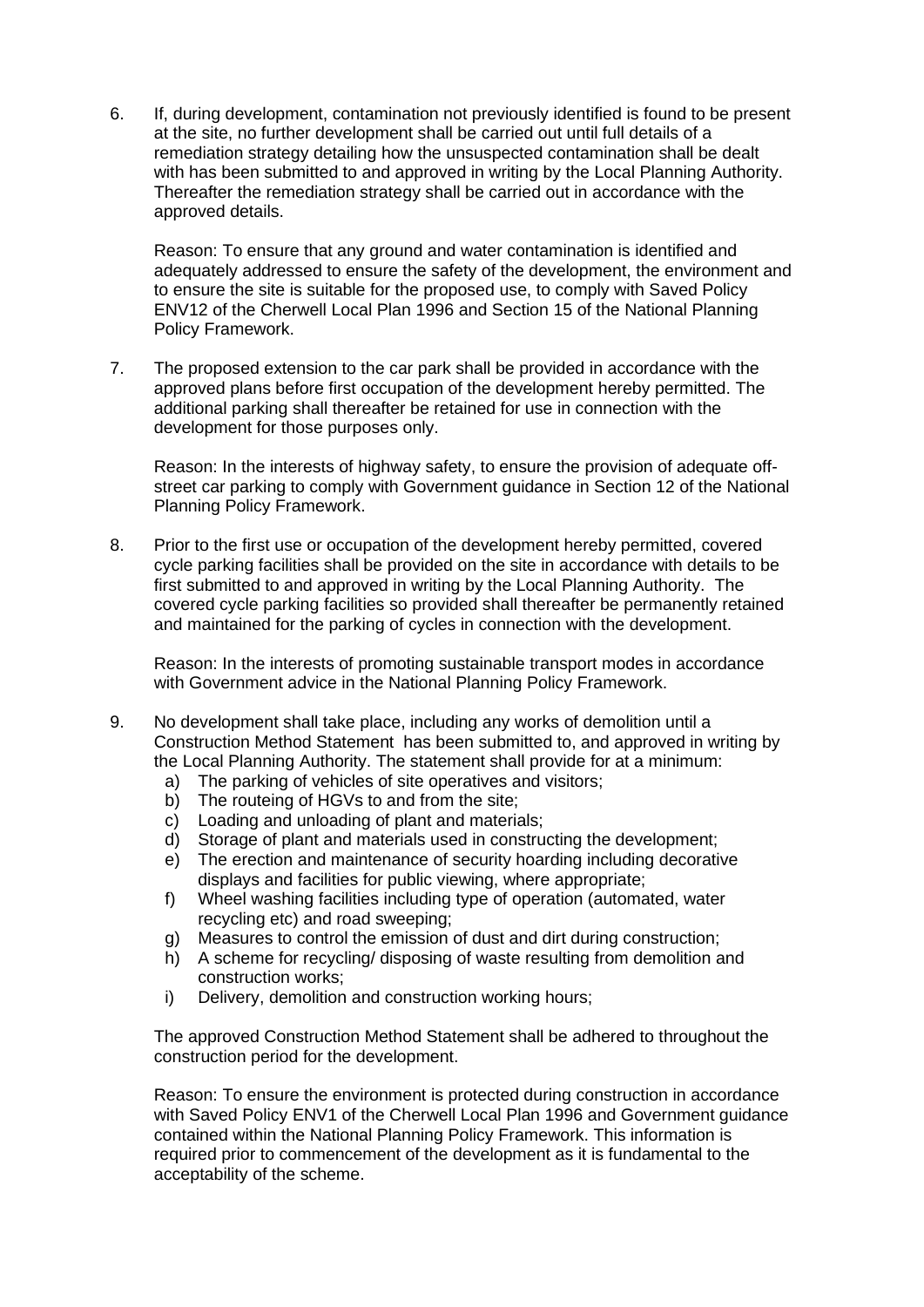6. If, during development, contamination not previously identified is found to be present at the site, no further development shall be carried out until full details of a remediation strategy detailing how the unsuspected contamination shall be dealt with has been submitted to and approved in writing by the Local Planning Authority. Thereafter the remediation strategy shall be carried out in accordance with the approved details.

   Reason: To ensure that any ground and water contamination is identified and adequately addressed to ensure the safety of the development, the environment and to ensure the site is suitable for the proposed use, to comply with Saved Policy ENV12 of the Cherwell Local Plan 1996 and Section 15 of the National Planning Policy Framework.

7. The proposed extension to the car park shall be provided in accordance with the approved plans before first occupation of the development hereby permitted. The additional parking shall thereafter be retained for use in connection with the development for those purposes only.

   Reason: In the interests of highway safety, to ensure the provision of adequate off-street car parking to comply with Government guidance in Section 12 of the National Planning Policy Framework.

8. Prior to the first use or occupation of the development hereby permitted, covered cycle parking facilities shall be provided on the site in accordance with details to be first submitted to and approved in writing by the Local Planning Authority. The covered cycle parking facilities so provided shall thereafter be permanently retained and maintained for the parking of cycles in connection with the development.

   Reason: In the interests of promoting sustainable transport modes in accordance with Government advice in the National Planning Policy Framework.

9. No development shall take place, including any works of demolition until a Construction Method Statement has been submitted to, and approved in writing by the Local Planning Authority. The statement shall provide for at a minimum:
   a) The parking of vehicles of site operatives and visitors;
   b) The routeing of HGVs to and from the site;
   c) Loading and unloading of plant and materials;
   d) Storage of plant and materials used in constructing the development;
   e) The erection and maintenance of security hoarding including decorative displays and facilities for public viewing, where appropriate;
   f) Wheel washing facilities including type of operation (automated, water recycling etc) and road sweeping;
   g) Measures to control the emission of dust and dirt during construction;
   h) A scheme for recycling/ disposing of waste resulting from demolition and construction works;
   i) Delivery, demolition and construction working hours;

   The approved Construction Method Statement shall be adhered to throughout the construction period for the development.

   Reason: To ensure the environment is protected during construction in accordance with Saved Policy ENV1 of the Cherwell Local Plan 1996 and Government guidance contained within the National Planning Policy Framework. This information is required prior to commencement of the development as it is fundamental to the acceptability of the scheme.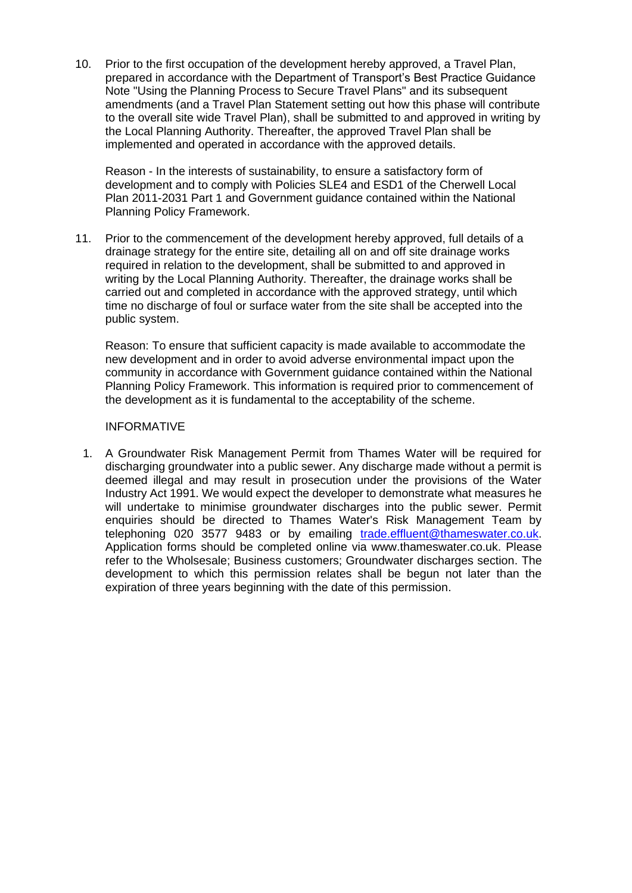10. Prior to the first occupation of the development hereby approved, a Travel Plan, prepared in accordance with the Department of Transport's Best Practice Guidance Note "Using the Planning Process to Secure Travel Plans" and its subsequent amendments (and a Travel Plan Statement setting out how this phase will contribute to the overall site wide Travel Plan), shall be submitted to and approved in writing by the Local Planning Authority. Thereafter, the approved Travel Plan shall be implemented and operated in accordance with the approved details.

    Reason - In the interests of sustainability, to ensure a satisfactory form of development and to comply with Policies SLE4 and ESD1 of the Cherwell Local Plan 2011-2031 Part 1 and Government guidance contained within the National Planning Policy Framework.

11. Prior to the commencement of the development hereby approved, full details of a drainage strategy for the entire site, detailing all on and off site drainage works required in relation to the development, shall be submitted to and approved in writing by the Local Planning Authority. Thereafter, the drainage works shall be carried out and completed in accordance with the approved strategy, until which time no discharge of foul or surface water from the site shall be accepted into the public system.

    Reason: To ensure that sufficient capacity is made available to accommodate the new development and in order to avoid adverse environmental impact upon the community in accordance with Government guidance contained within the National Planning Policy Framework. This information is required prior to commencement of the development as it is fundamental to the acceptability of the scheme.

INFORMATIVE

1. A Groundwater Risk Management Permit from Thames Water will be required for discharging groundwater into a public sewer. Any discharge made without a permit is deemed illegal and may result in prosecution under the provisions of the Water Industry Act 1991. We would expect the developer to demonstrate what measures he will undertake to minimise groundwater discharges into the public sewer. Permit enquiries should be directed to Thames Water's Risk Management Team by telephoning 020 3577 9483 or by emailing trade.effluent@thameswater.co.uk. Application forms should be completed online via www.thameswater.co.uk. Please refer to the Wholsesale; Business customers; Groundwater discharges section. The development to which this permission relates shall be begun not later than the expiration of three years beginning with the date of this permission.